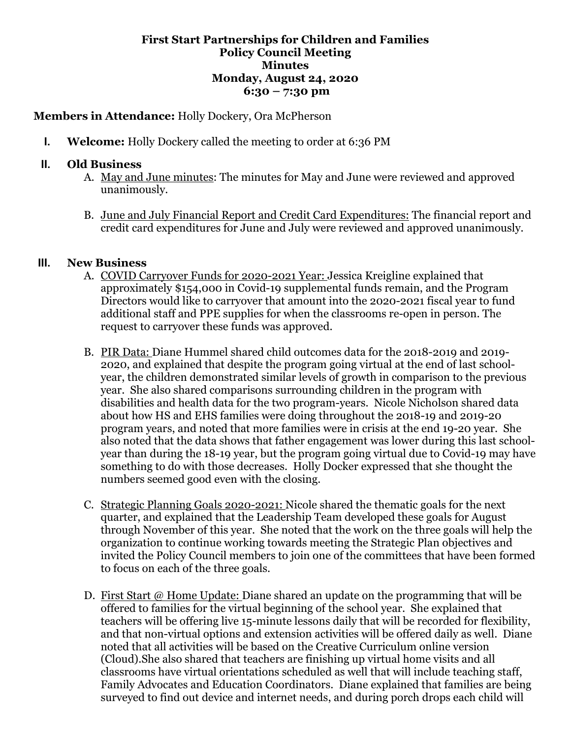**First Start Partnerships for Children and Families**
**Policy Council Meeting**
**Minutes**
**Monday, August 24, 2020**
**6:30 – 7:30 pm**

**Members in Attendance:** Holly Dockery, Ora McPherson

I. **Welcome:** Holly Dockery called the meeting to order at 6:36 PM

II. **Old Business**

A. May and June minutes: The minutes for May and June were reviewed and approved unanimously.

B. June and July Financial Report and Credit Card Expenditures: The financial report and credit card expenditures for June and July were reviewed and approved unanimously.

III. **New Business**

A. COVID Carryover Funds for 2020-2021 Year: Jessica Kreigline explained that approximately $154,000 in Covid-19 supplemental funds remain, and the Program Directors would like to carryover that amount into the 2020-2021 fiscal year to fund additional staff and PPE supplies for when the classrooms re-open in person. The request to carryover these funds was approved.

B. PIR Data: Diane Hummel shared child outcomes data for the 2018-2019 and 2019-2020, and explained that despite the program going virtual at the end of last school-year, the children demonstrated similar levels of growth in comparison to the previous year. She also shared comparisons surrounding children in the program with disabilities and health data for the two program-years. Nicole Nicholson shared data about how HS and EHS families were doing throughout the 2018-19 and 2019-20 program years, and noted that more families were in crisis at the end 19-20 year. She also noted that the data shows that father engagement was lower during this last school-year than during the 18-19 year, but the program going virtual due to Covid-19 may have something to do with those decreases. Holly Docker expressed that she thought the numbers seemed good even with the closing.

C. Strategic Planning Goals 2020-2021: Nicole shared the thematic goals for the next quarter, and explained that the Leadership Team developed these goals for August through November of this year. She noted that the work on the three goals will help the organization to continue working towards meeting the Strategic Plan objectives and invited the Policy Council members to join one of the committees that have been formed to focus on each of the three goals.

D. First Start @ Home Update: Diane shared an update on the programming that will be offered to families for the virtual beginning of the school year. She explained that teachers will be offering live 15-minute lessons daily that will be recorded for flexibility, and that non-virtual options and extension activities will be offered daily as well. Diane noted that all activities will be based on the Creative Curriculum online version (Cloud).She also shared that teachers are finishing up virtual home visits and all classrooms have virtual orientations scheduled as well that will include teaching staff, Family Advocates and Education Coordinators. Diane explained that families are being surveyed to find out device and internet needs, and during porch drops each child will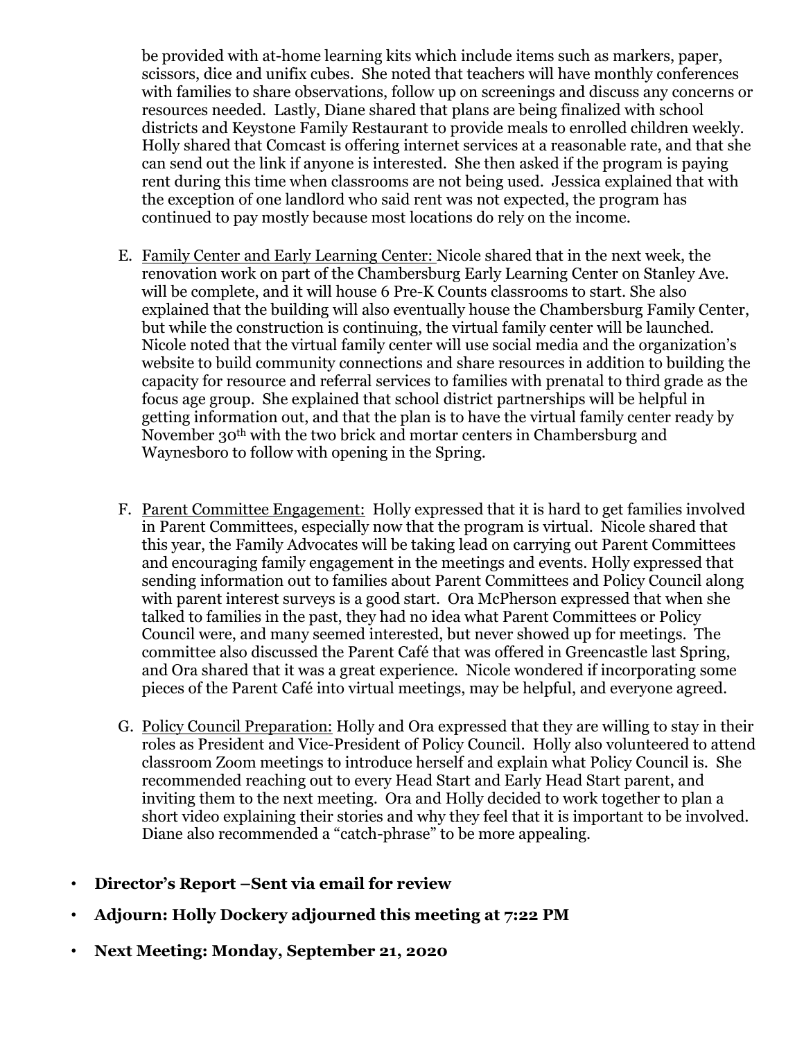be provided with at-home learning kits which include items such as markers, paper, scissors, dice and unifix cubes. She noted that teachers will have monthly conferences with families to share observations, follow up on screenings and discuss any concerns or resources needed. Lastly, Diane shared that plans are being finalized with school districts and Keystone Family Restaurant to provide meals to enrolled children weekly. Holly shared that Comcast is offering internet services at a reasonable rate, and that she can send out the link if anyone is interested. She then asked if the program is paying rent during this time when classrooms are not being used. Jessica explained that with the exception of one landlord who said rent was not expected, the program has continued to pay mostly because most locations do rely on the income.

E. Family Center and Early Learning Center: Nicole shared that in the next week, the renovation work on part of the Chambersburg Early Learning Center on Stanley Ave. will be complete, and it will house 6 Pre-K Counts classrooms to start. She also explained that the building will also eventually house the Chambersburg Family Center, but while the construction is continuing, the virtual family center will be launched. Nicole noted that the virtual family center will use social media and the organization's website to build community connections and share resources in addition to building the capacity for resource and referral services to families with prenatal to third grade as the focus age group. She explained that school district partnerships will be helpful in getting information out, and that the plan is to have the virtual family center ready by November 30th with the two brick and mortar centers in Chambersburg and Waynesboro to follow with opening in the Spring.

F. Parent Committee Engagement: Holly expressed that it is hard to get families involved in Parent Committees, especially now that the program is virtual. Nicole shared that this year, the Family Advocates will be taking lead on carrying out Parent Committees and encouraging family engagement in the meetings and events. Holly expressed that sending information out to families about Parent Committees and Policy Council along with parent interest surveys is a good start. Ora McPherson expressed that when she talked to families in the past, they had no idea what Parent Committees or Policy Council were, and many seemed interested, but never showed up for meetings. The committee also discussed the Parent Café that was offered in Greencastle last Spring, and Ora shared that it was a great experience. Nicole wondered if incorporating some pieces of the Parent Café into virtual meetings, may be helpful, and everyone agreed.

G. Policy Council Preparation: Holly and Ora expressed that they are willing to stay in their roles as President and Vice-President of Policy Council. Holly also volunteered to attend classroom Zoom meetings to introduce herself and explain what Policy Council is. She recommended reaching out to every Head Start and Early Head Start parent, and inviting them to the next meeting. Ora and Holly decided to work together to plan a short video explaining their stories and why they feel that it is important to be involved. Diane also recommended a "catch-phrase" to be more appealing.

- **Director's Report –Sent via email for review**
- **Adjourn: Holly Dockery adjourned this meeting at 7:22 PM**
- **Next Meeting: Monday, September 21, 2020**